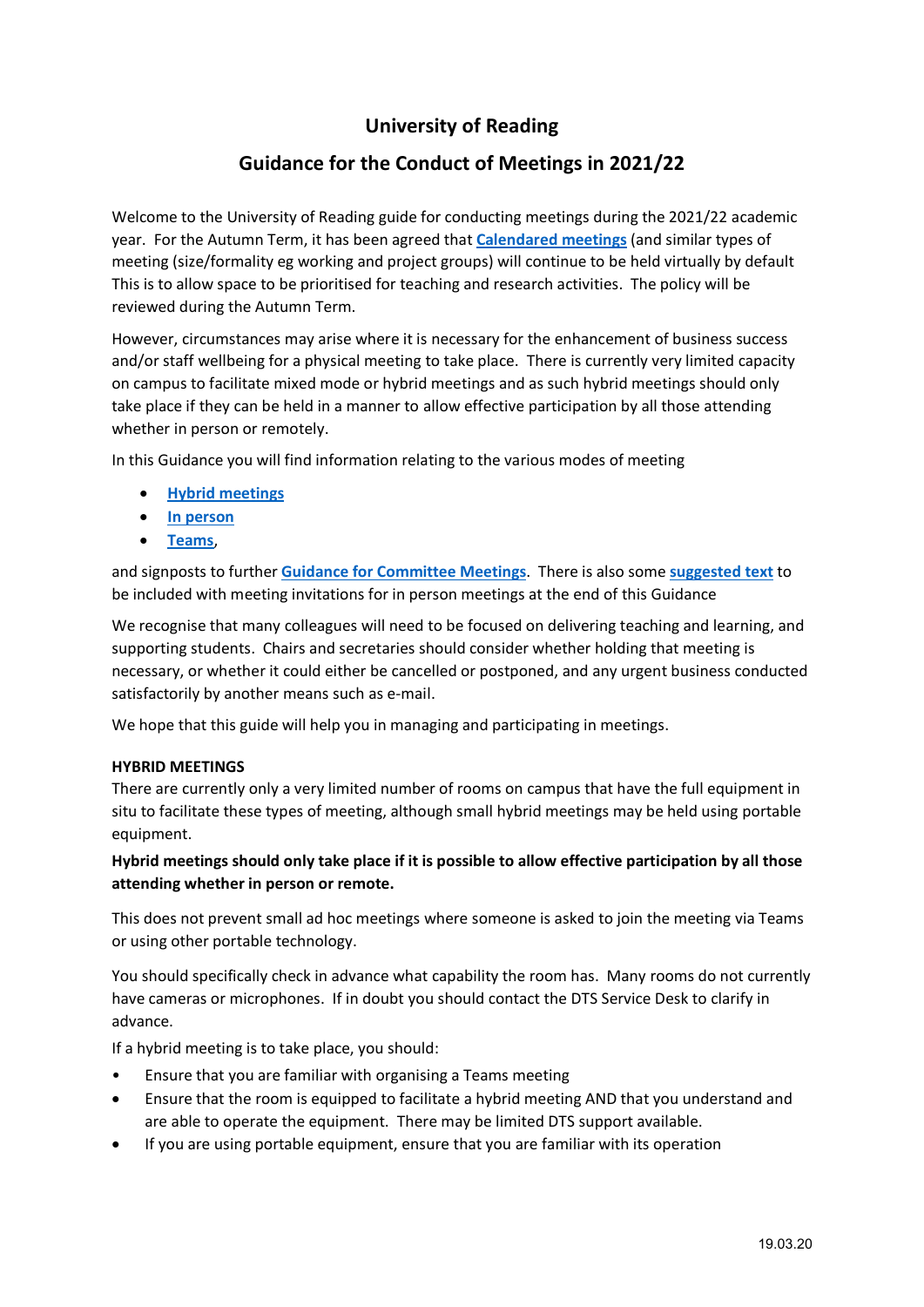# University of Reading

## Guidance for the Conduct of Meetings in 2021/22

Welcome to the University of Reading guide for conducting meetings during the 2021/22 academic year. For the Autumn Term, it has been agreed that **Calendared meetings** (and similar types of meeting (size/formality eg working and project groups) will continue to be held virtually by default This is to allow space to be prioritised for teaching and research activities. The policy will be reviewed during the Autumn Term.

However, circumstances may arise where it is necessary for the enhancement of business success and/or staff wellbeing for a physical meeting to take place. There is currently very limited capacity on campus to facilitate mixed mode or hybrid meetings and as such hybrid meetings should only take place if they can be held in a manner to allow effective participation by all those attending whether in person or remotely.

In this Guidance you will find information relating to the various modes of meeting

- **Hybrid meetings**
- **In person**
- **Teams**,

and signposts to further **Guidance for Committee Meetings**. There is also some **suggested text** to be included with meeting invitations for in person meetings at the end of this Guidance

We recognise that many colleagues will need to be focused on delivering teaching and learning, and supporting students. Chairs and secretaries should consider whether holding that meeting is necessary, or whether it could either be cancelled or postponed, and any urgent business conducted satisfactorily by another means such as e-mail.

We hope that this guide will help you in managing and participating in meetings.

### HYBRID MEETINGS

There are currently only a very limited number of rooms on campus that have the full equipment in situ to facilitate these types of meeting, although small hybrid meetings may be held using portable equipment.

**Hybrid meetings should only take place if it is possible to allow effective participation by all those attending whether in person or remote.**

This does not prevent small ad hoc meetings where someone is asked to join the meeting via Teams or using other portable technology.

You should specifically check in advance what capability the room has. Many rooms do not currently have cameras or microphones. If in doubt you should contact the DTS Service Desk to clarify in advance.

If a hybrid meeting is to take place, you should:

- Ensure that you are familiar with organising a Teams meeting
- Ensure that the room is equipped to facilitate a hybrid meeting AND that you understand and are able to operate the equipment. There may be limited DTS support available.
- If you are using portable equipment, ensure that you are familiar with its operation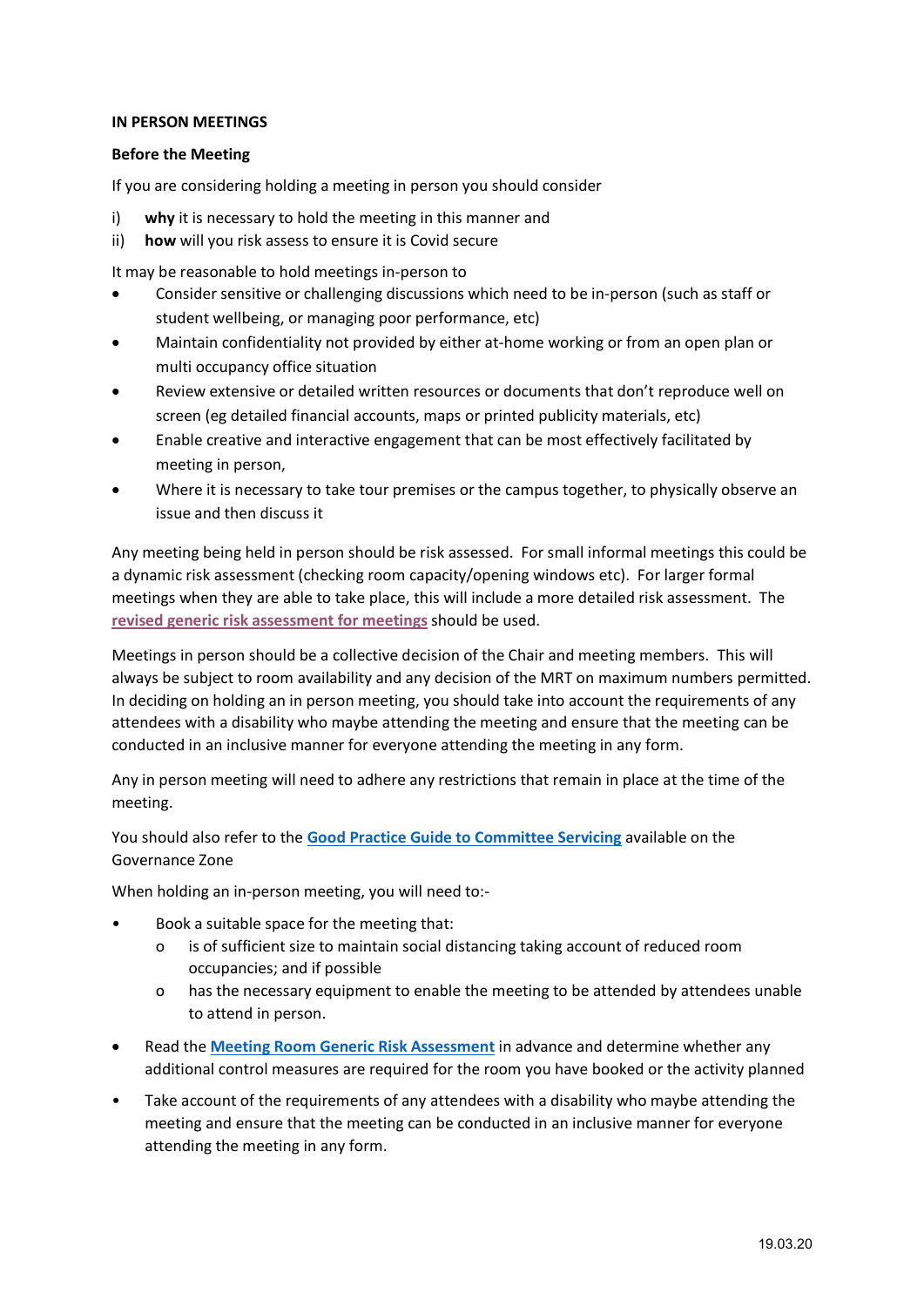**IN PERSON MEETINGS**

**Before the Meeting**

If you are considering holding a meeting in person you should consider

i) **why** it is necessary to hold the meeting in this manner and
ii) **how** will you risk assess to ensure it is Covid secure

It may be reasonable to hold meetings in-person to

- Consider sensitive or challenging discussions which need to be in-person (such as staff or student wellbeing, or managing poor performance, etc)
- Maintain confidentiality not provided by either at-home working or from an open plan or multi occupancy office situation
- Review extensive or detailed written resources or documents that don't reproduce well on screen (eg detailed financial accounts, maps or printed publicity materials, etc)
- Enable creative and interactive engagement that can be most effectively facilitated by meeting in person,
- Where it is necessary to take tour premises or the campus together, to physically observe an issue and then discuss it

Any meeting being held in person should be risk assessed. For small informal meetings this could be a dynamic risk assessment (checking room capacity/opening windows etc). For larger formal meetings when they are able to take place, this will include a more detailed risk assessment. The **revised generic risk assessment for meetings** should be used.

Meetings in person should be a collective decision of the Chair and meeting members. This will always be subject to room availability and any decision of the MRT on maximum numbers permitted. In deciding on holding an in person meeting, you should take into account the requirements of any attendees with a disability who maybe attending the meeting and ensure that the meeting can be conducted in an inclusive manner for everyone attending the meeting in any form.

Any in person meeting will need to adhere any restrictions that remain in place at the time of the meeting.

You should also refer to the **Good Practice Guide to Committee Servicing** available on the Governance Zone

When holding an in-person meeting, you will need to:-

- Book a suitable space for the meeting that:
  - is of sufficient size to maintain social distancing taking account of reduced room occupancies; and if possible
  - has the necessary equipment to enable the meeting to be attended by attendees unable to attend in person.
- Read the **Meeting Room Generic Risk Assessment** in advance and determine whether any additional control measures are required for the room you have booked or the activity planned
- Take account of the requirements of any attendees with a disability who maybe attending the meeting and ensure that the meeting can be conducted in an inclusive manner for everyone attending the meeting in any form.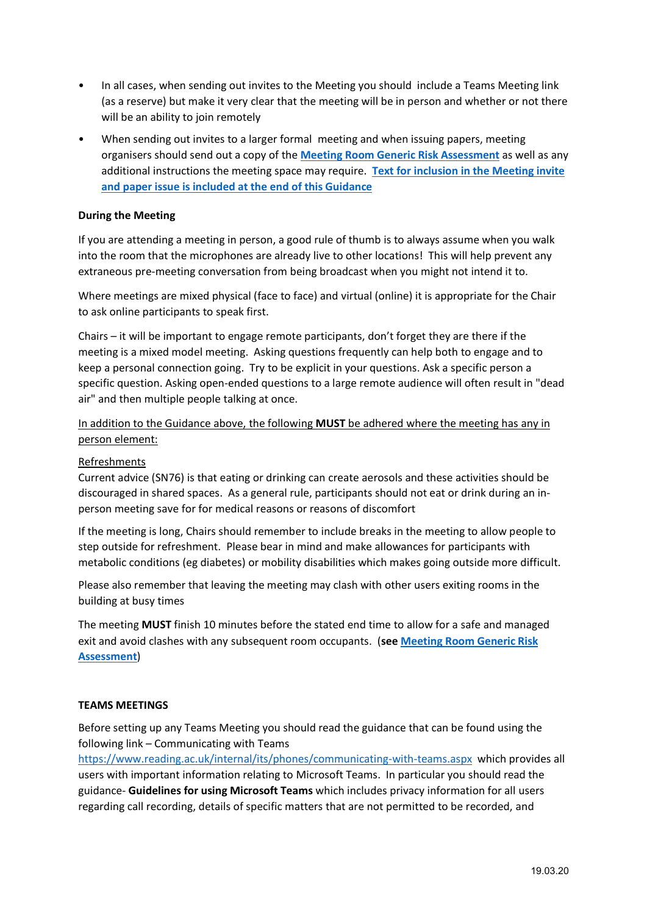- In all cases, when sending out invites to the Meeting you should include a Teams Meeting link (as a reserve) but make it very clear that the meeting will be in person and whether or not there will be an ability to join remotely
- When sending out invites to a larger formal meeting and when issuing papers, meeting organisers should send out a copy of the **Meeting Room Generic Risk Assessment** as well as any additional instructions the meeting space may require. **Text for inclusion in the Meeting invite and paper issue is included at the end of this Guidance**

**During the Meeting**

If you are attending a meeting in person, a good rule of thumb is to always assume when you walk into the room that the microphones are already live to other locations! This will help prevent any extraneous pre-meeting conversation from being broadcast when you might not intend it to.

Where meetings are mixed physical (face to face) and virtual (online) it is appropriate for the Chair to ask online participants to speak first.

Chairs – it will be important to engage remote participants, don't forget they are there if the meeting is a mixed model meeting. Asking questions frequently can help both to engage and to keep a personal connection going. Try to be explicit in your questions. Ask a specific person a specific question. Asking open-ended questions to a large remote audience will often result in "dead air" and then multiple people talking at once.

In addition to the Guidance above, the following **MUST** be adhered where the meeting has any in person element:

Refreshments
Current advice (SN76) is that eating or drinking can create aerosols and these activities should be discouraged in shared spaces. As a general rule, participants should not eat or drink during an in-person meeting save for for medical reasons or reasons of discomfort

If the meeting is long, Chairs should remember to include breaks in the meeting to allow people to step outside for refreshment. Please bear in mind and make allowances for participants with metabolic conditions (eg diabetes) or mobility disabilities which makes going outside more difficult.

Please also remember that leaving the meeting may clash with other users exiting rooms in the building at busy times

The meeting **MUST** finish 10 minutes before the stated end time to allow for a safe and managed exit and avoid clashes with any subsequent room occupants. (**see Meeting Room Generic Risk Assessment**)

**TEAMS MEETINGS**

Before setting up any Teams Meeting you should read the guidance that can be found using the following link – Communicating with Teams https://www.reading.ac.uk/internal/its/phones/communicating-with-teams.aspx which provides all users with important information relating to Microsoft Teams. In particular you should read the guidance- **Guidelines for using Microsoft Teams** which includes privacy information for all users regarding call recording, details of specific matters that are not permitted to be recorded, and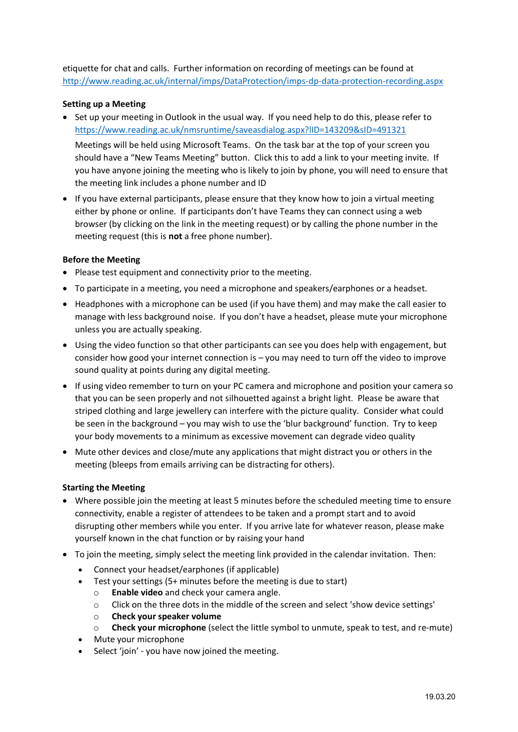etiquette for chat and calls. Further information on recording of meetings can be found at http://www.reading.ac.uk/internal/imps/DataProtection/imps-dp-data-protection-recording.aspx

**Setting up a Meeting**

- Set up your meeting in Outlook in the usual way. If you need help to do this, please refer to https://www.reading.ac.uk/nmsruntime/saveasdialog.aspx?lID=143209&sID=491321

  Meetings will be held using Microsoft Teams. On the task bar at the top of your screen you should have a "New Teams Meeting" button. Click this to add a link to your meeting invite. If you have anyone joining the meeting who is likely to join by phone, you will need to ensure that the meeting link includes a phone number and ID

- If you have external participants, please ensure that they know how to join a virtual meeting either by phone or online. If participants don't have Teams they can connect using a web browser (by clicking on the link in the meeting request) or by calling the phone number in the meeting request (this is **not** a free phone number).

**Before the Meeting**

- Please test equipment and connectivity prior to the meeting.
- To participate in a meeting, you need a microphone and speakers/earphones or a headset.
- Headphones with a microphone can be used (if you have them) and may make the call easier to manage with less background noise. If you don't have a headset, please mute your microphone unless you are actually speaking.
- Using the video function so that other participants can see you does help with engagement, but consider how good your internet connection is – you may need to turn off the video to improve sound quality at points during any digital meeting.
- If using video remember to turn on your PC camera and microphone and position your camera so that you can be seen properly and not silhouetted against a bright light. Please be aware that striped clothing and large jewellery can interfere with the picture quality. Consider what could be seen in the background – you may wish to use the 'blur background' function. Try to keep your body movements to a minimum as excessive movement can degrade video quality
- Mute other devices and close/mute any applications that might distract you or others in the meeting (bleeps from emails arriving can be distracting for others).

**Starting the Meeting**

- Where possible join the meeting at least 5 minutes before the scheduled meeting time to ensure connectivity, enable a register of attendees to be taken and a prompt start and to avoid disrupting other members while you enter. If you arrive late for whatever reason, please make yourself known in the chat function or by raising your hand
- To join the meeting, simply select the meeting link provided in the calendar invitation. Then:
  - Connect your headset/earphones (if applicable)
  - Test your settings (5+ minutes before the meeting is due to start)
    - **Enable video** and check your camera angle.
    - Click on the three dots in the middle of the screen and select 'show device settings'
    - **Check your speaker volume**
    - **Check your microphone** (select the little symbol to unmute, speak to test, and re-mute)
  - Mute your microphone
  - Select 'join' - you have now joined the meeting.

19.03.20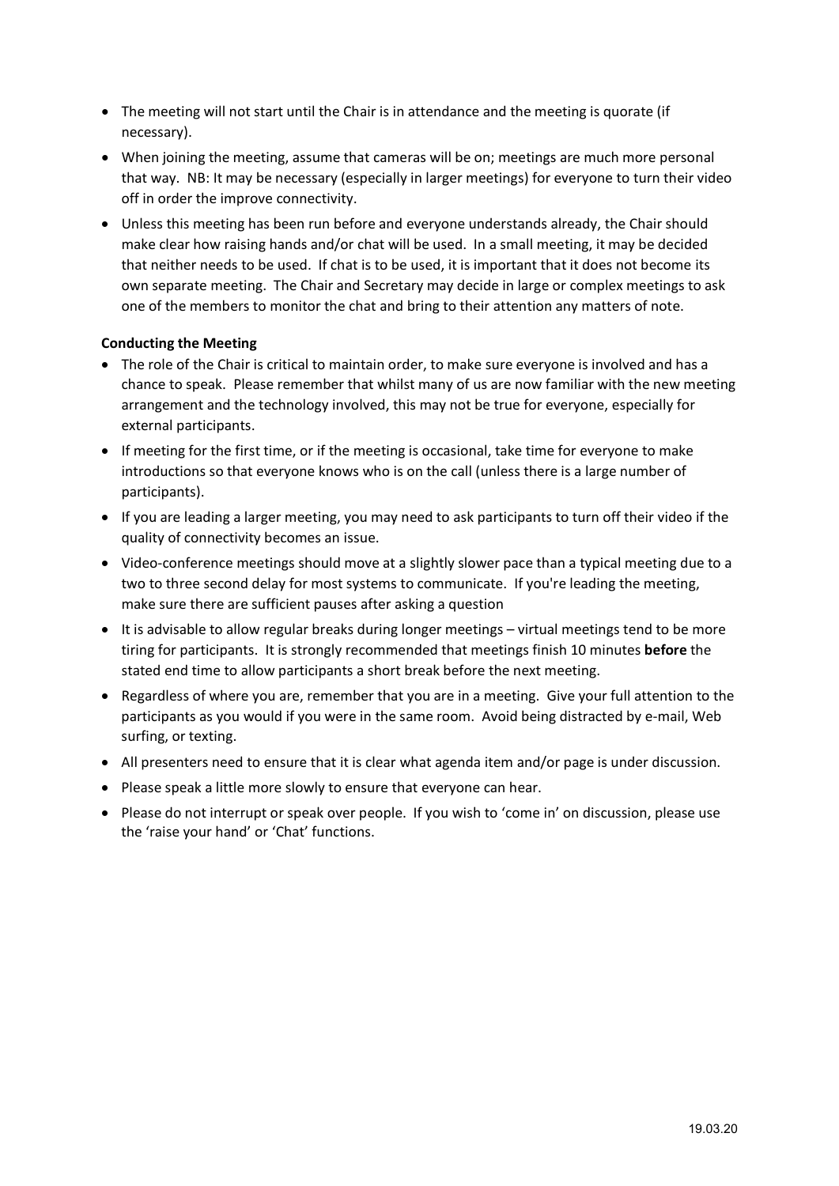- The meeting will not start until the Chair is in attendance and the meeting is quorate (if necessary).
- When joining the meeting, assume that cameras will be on; meetings are much more personal that way. NB: It may be necessary (especially in larger meetings) for everyone to turn their video off in order the improve connectivity.
- Unless this meeting has been run before and everyone understands already, the Chair should make clear how raising hands and/or chat will be used. In a small meeting, it may be decided that neither needs to be used. If chat is to be used, it is important that it does not become its own separate meeting. The Chair and Secretary may decide in large or complex meetings to ask one of the members to monitor the chat and bring to their attention any matters of note.

**Conducting the Meeting**

- The role of the Chair is critical to maintain order, to make sure everyone is involved and has a chance to speak. Please remember that whilst many of us are now familiar with the new meeting arrangement and the technology involved, this may not be true for everyone, especially for external participants.
- If meeting for the first time, or if the meeting is occasional, take time for everyone to make introductions so that everyone knows who is on the call (unless there is a large number of participants).
- If you are leading a larger meeting, you may need to ask participants to turn off their video if the quality of connectivity becomes an issue.
- Video-conference meetings should move at a slightly slower pace than a typical meeting due to a two to three second delay for most systems to communicate. If you're leading the meeting, make sure there are sufficient pauses after asking a question
- It is advisable to allow regular breaks during longer meetings – virtual meetings tend to be more tiring for participants. It is strongly recommended that meetings finish 10 minutes **before** the stated end time to allow participants a short break before the next meeting.
- Regardless of where you are, remember that you are in a meeting. Give your full attention to the participants as you would if you were in the same room. Avoid being distracted by e-mail, Web surfing, or texting.
- All presenters need to ensure that it is clear what agenda item and/or page is under discussion.
- Please speak a little more slowly to ensure that everyone can hear.
- Please do not interrupt or speak over people. If you wish to 'come in' on discussion, please use the 'raise your hand' or 'Chat' functions.

19.03.20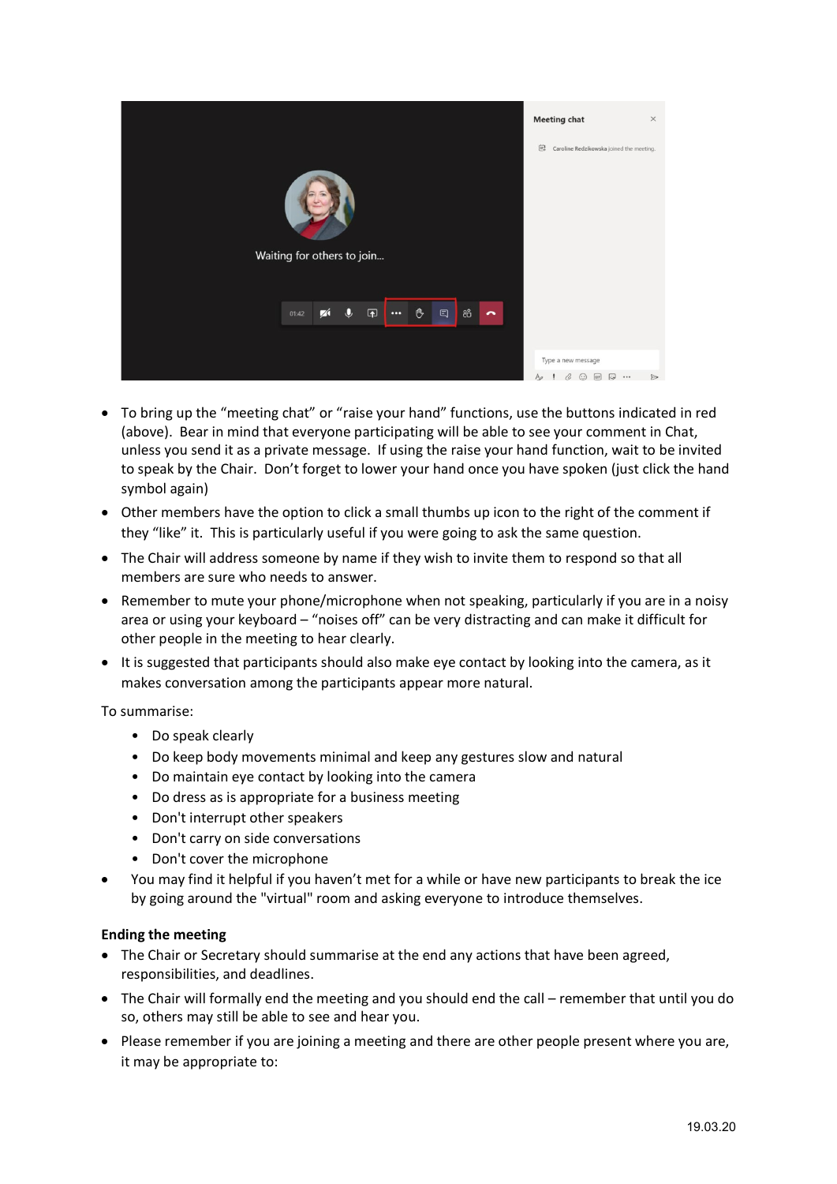- To bring up the “meeting chat” or “raise your hand” functions, use the buttons indicated in red (above). Bear in mind that everyone participating will be able to see your comment in Chat, unless you send it as a private message. If using the raise your hand function, wait to be invited to speak by the Chair. Don’t forget to lower your hand once you have spoken (just click the hand symbol again)
- Other members have the option to click a small thumbs up icon to the right of the comment if they “like” it. This is particularly useful if you were going to ask the same question.
- The Chair will address someone by name if they wish to invite them to respond so that all members are sure who needs to answer.
- Remember to mute your phone/microphone when not speaking, particularly if you are in a noisy area or using your keyboard – “noises off” can be very distracting and can make it difficult for other people in the meeting to hear clearly.
- It is suggested that participants should also make eye contact by looking into the camera, as it makes conversation among the participants appear more natural.

To summarise:

- Do speak clearly
- Do keep body movements minimal and keep any gestures slow and natural
- Do maintain eye contact by looking into the camera
- Do dress as is appropriate for a business meeting
- Don't interrupt other speakers
- Don't carry on side conversations
- Don't cover the microphone

- You may find it helpful if you haven’t met for a while or have new participants to break the ice by going around the "virtual" room and asking everyone to introduce themselves.

**Ending the meeting**

- The Chair or Secretary should summarise at the end any actions that have been agreed, responsibilities, and deadlines.
- The Chair will formally end the meeting and you should end the call – remember that until you do so, others may still be able to see and hear you.
- Please remember if you are joining a meeting and there are other people present where you are, it may be appropriate to:

19.03.20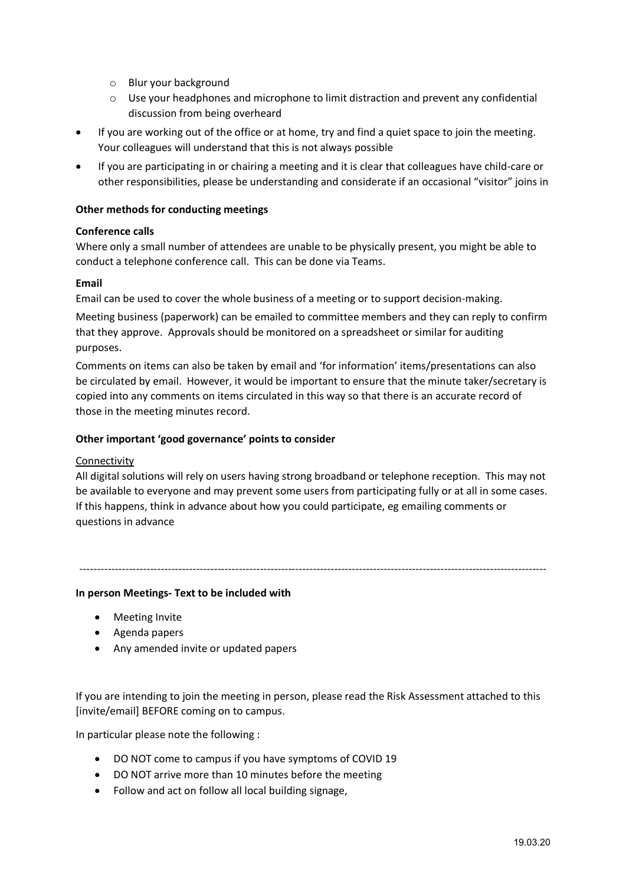- Blur your background
  - Use your headphones and microphone to limit distraction and prevent any confidential discussion from being overheard
- If you are working out of the office or at home, try and find a quiet space to join the meeting. Your colleagues will understand that this is not always possible
- If you are participating in or chairing a meeting and it is clear that colleagues have child-care or other responsibilities, please be understanding and considerate if an occasional "visitor" joins in

**Other methods for conducting meetings**

**Conference calls**

Where only a small number of attendees are unable to be physically present, you might be able to conduct a telephone conference call. This can be done via Teams.

**Email**

Email can be used to cover the whole business of a meeting or to support decision-making.

Meeting business (paperwork) can be emailed to committee members and they can reply to confirm that they approve. Approvals should be monitored on a spreadsheet or similar for auditing purposes.

Comments on items can also be taken by email and 'for information' items/presentations can also be circulated by email. However, it would be important to ensure that the minute taker/secretary is copied into any comments on items circulated in this way so that there is an accurate record of those in the meeting minutes record.

**Other important 'good governance' points to consider**

<u>Connectivity</u>

All digital solutions will rely on users having strong broadband or telephone reception. This may not be available to everyone and may prevent some users from participating fully or at all in some cases. If this happens, think in advance about how you could participate, eg emailing comments or questions in advance

---

**In person Meetings- Text to be included with**

- Meeting Invite
- Agenda papers
- Any amended invite or updated papers

If you are intending to join the meeting in person, please read the Risk Assessment attached to this [invite/email] BEFORE coming on to campus.

In particular please note the following :

- DO NOT come to campus if you have symptoms of COVID 19
- DO NOT arrive more than 10 minutes before the meeting
- Follow and act on follow all local building signage,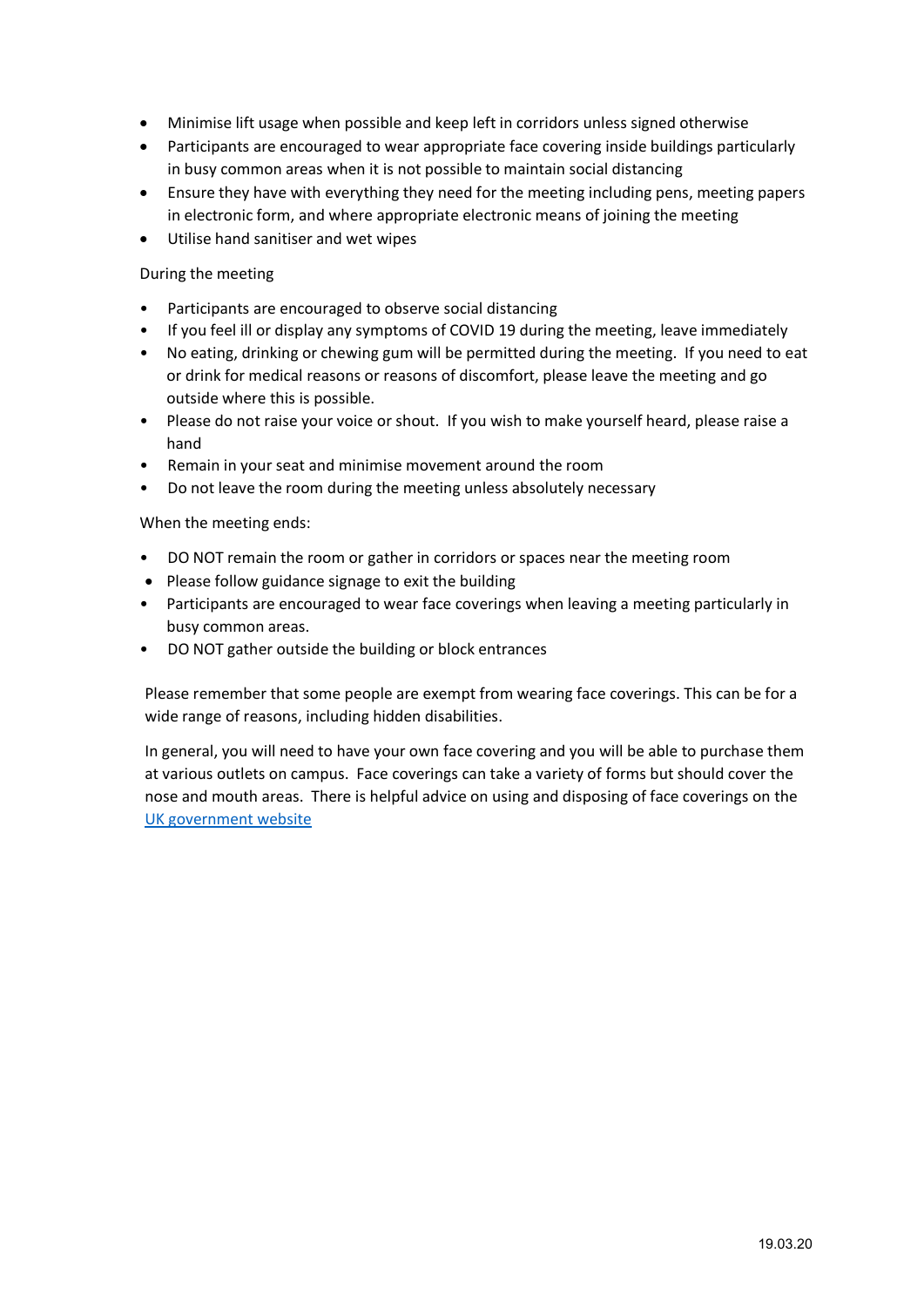- Minimise lift usage when possible and keep left in corridors unless signed otherwise
- Participants are encouraged to wear appropriate face covering inside buildings particularly in busy common areas when it is not possible to maintain social distancing
- Ensure they have with everything they need for the meeting including pens, meeting papers in electronic form, and where appropriate electronic means of joining the meeting
- Utilise hand sanitiser and wet wipes

During the meeting

- Participants are encouraged to observe social distancing
- If you feel ill or display any symptoms of COVID 19 during the meeting, leave immediately
- No eating, drinking or chewing gum will be permitted during the meeting. If you need to eat or drink for medical reasons or reasons of discomfort, please leave the meeting and go outside where this is possible.
- Please do not raise your voice or shout. If you wish to make yourself heard, please raise a hand
- Remain in your seat and minimise movement around the room
- Do not leave the room during the meeting unless absolutely necessary

When the meeting ends:

- DO NOT remain the room or gather in corridors or spaces near the meeting room
- Please follow guidance signage to exit the building
- Participants are encouraged to wear face coverings when leaving a meeting particularly in busy common areas.
- DO NOT gather outside the building or block entrances

Please remember that some people are exempt from wearing face coverings. This can be for a wide range of reasons, including hidden disabilities.

In general, you will need to have your own face covering and you will be able to purchase them at various outlets on campus. Face coverings can take a variety of forms but should cover the nose and mouth areas. There is helpful advice on using and disposing of face coverings on the [UK government website]

19.03.20